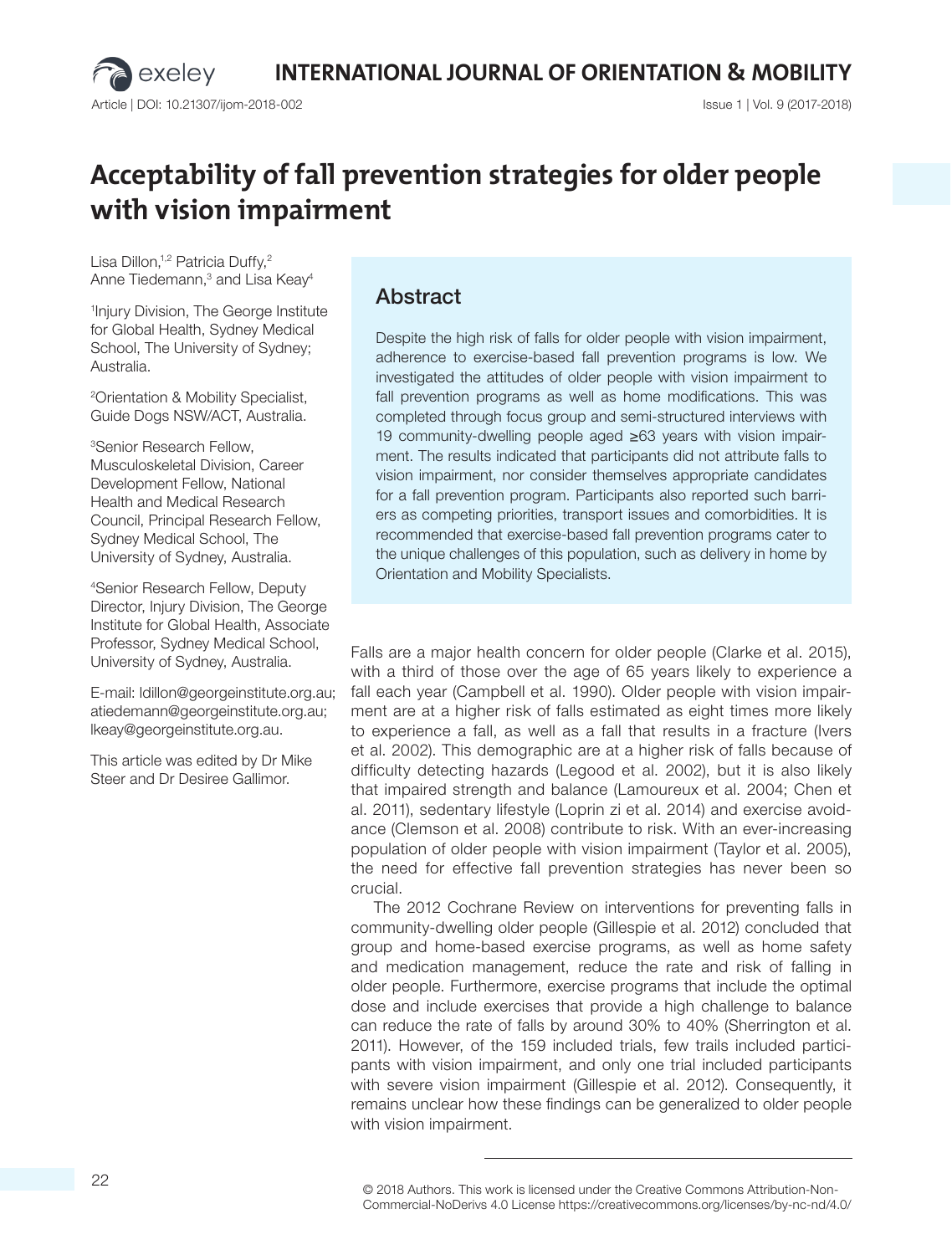# Acceptability of fall prevention strategies for older people with vision impairment

Lisa Dillon,[1,2] Patricia Duffy,[2] Anne Tiedemann,[3] and Lisa Keay[4]

[1]Injury Division, The George Institute for Global Health, Sydney Medical School, The University of Sydney; Australia.

[2]Orientation & Mobility Specialist, Guide Dogs NSW/ACT, Australia.

[3]Senior Research Fellow, Musculoskeletal Division, Career Development Fellow, National Health and Medical Research Council, Principal Research Fellow, Sydney Medical School, The University of Sydney, Australia.

[4]Senior Research Fellow, Deputy Director, Injury Division, The George Institute for Global Health, Associate Professor, Sydney Medical School, University of Sydney, Australia.

E-mail: ldillon@georgeinstitute.org.au; atiedemann@georgeinstitute.org.au; lkeay@georgeinstitute.org.au.

This article was edited by Dr Mike Steer and Dr Desiree Gallimor.

## Abstract

Despite the high risk of falls for older people with vision impairment, adherence to exercise-based fall prevention programs is low. We investigated the attitudes of older people with vision impairment to fall prevention programs as well as home modifications. This was completed through focus group and semi-structured interviews with 19 community-dwelling people aged ≥63 years with vision impairment. The results indicated that participants did not attribute falls to vision impairment, nor consider themselves appropriate candidates for a fall prevention program. Participants also reported such barriers as competing priorities, transport issues and comorbidities. It is recommended that exercise-based fall prevention programs cater to the unique challenges of this population, such as delivery in home by Orientation and Mobility Specialists.

Falls are a major health concern for older people (Clarke et al. 2015), with a third of those over the age of 65 years likely to experience a fall each year (Campbell et al. 1990). Older people with vision impairment are at a higher risk of falls estimated as eight times more likely to experience a fall, as well as a fall that results in a fracture (Ivers et al. 2002). This demographic are at a higher risk of falls because of difficulty detecting hazards (Legood et al. 2002), but it is also likely that impaired strength and balance (Lamoureux et al. 2004; Chen et al. 2011), sedentary lifestyle (Loprin zi et al. 2014) and exercise avoidance (Clemson et al. 2008) contribute to risk. With an ever-increasing population of older people with vision impairment (Taylor et al. 2005), the need for effective fall prevention strategies has never been so crucial.

The 2012 Cochrane Review on interventions for preventing falls in community-dwelling older people (Gillespie et al. 2012) concluded that group and home-based exercise programs, as well as home safety and medication management, reduce the rate and risk of falling in older people. Furthermore, exercise programs that include the optimal dose and include exercises that provide a high challenge to balance can reduce the rate of falls by around 30% to 40% (Sherrington et al. 2011). However, of the 159 included trials, few trails included participants with vision impairment, and only one trial included participants with severe vision impairment (Gillespie et al. 2012). Consequently, it remains unclear how these findings can be generalized to older people with vision impairment.

© 2018 Authors. This work is licensed under the Creative Commons Attribution-Non-Commercial-NoDerivs 4.0 License https://creativecommons.org/licenses/by-nc-nd/4.0/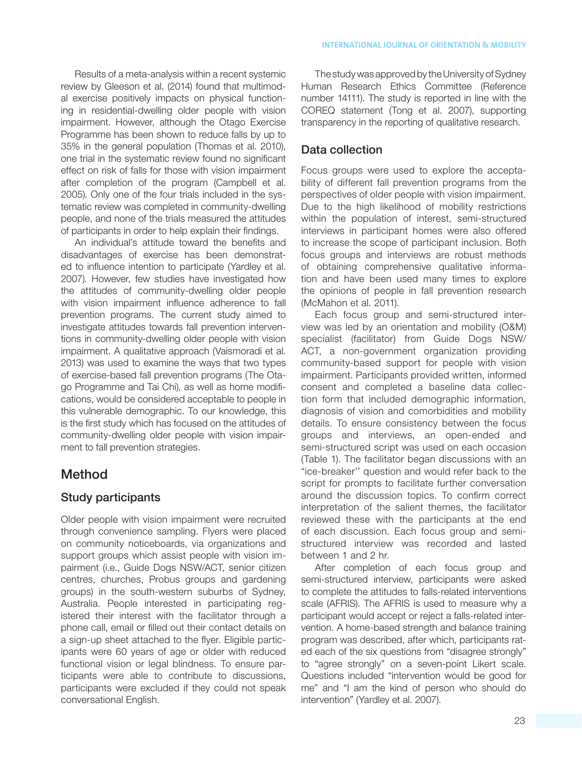Results of a meta-analysis within a recent systemic review by Gleeson et al. (2014) found that multimodal exercise positively impacts on physical functioning in residential-dwelling older people with vision impairment. However, although the Otago Exercise Programme has been shown to reduce falls by up to 35% in the general population (Thomas et al. 2010), one trial in the systematic review found no significant effect on risk of falls for those with vision impairment after completion of the program (Campbell et al. 2005). Only one of the four trials included in the systematic review was completed in community-dwelling people, and none of the trials measured the attitudes of participants in order to help explain their findings.

An individual's attitude toward the benefits and disadvantages of exercise has been demonstrated to influence intention to participate (Yardley et al. 2007). However, few studies have investigated how the attitudes of community-dwelling older people with vision impairment influence adherence to fall prevention programs. The current study aimed to investigate attitudes towards fall prevention interventions in community-dwelling older people with vision impairment. A qualitative approach (Vaismoradi et al. 2013) was used to examine the ways that two types of exercise-based fall prevention programs (The Otago Programme and Tai Chi), as well as home modifications, would be considered acceptable to people in this vulnerable demographic. To our knowledge, this is the first study which has focused on the attitudes of community-dwelling older people with vision impairment to fall prevention strategies.

# Method

## Study participants

Older people with vision impairment were recruited through convenience sampling. Flyers were placed on community noticeboards, via organizations and support groups which assist people with vision impairment (i.e., Guide Dogs NSW/ACT, senior citizen centres, churches, Probus groups and gardening groups) in the south-western suburbs of Sydney, Australia. People interested in participating registered their interest with the facilitator through a phone call, email or filled out their contact details on a sign-up sheet attached to the flyer. Eligible participants were 60 years of age or older with reduced functional vision or legal blindness. To ensure participants were able to contribute to discussions, participants were excluded if they could not speak conversational English.

The study was approved by the University of Sydney Human Research Ethics Committee (Reference number 14111). The study is reported in line with the COREQ statement (Tong et al. 2007), supporting transparency in the reporting of qualitative research.

## Data collection

Focus groups were used to explore the acceptability of different fall prevention programs from the perspectives of older people with vision impairment. Due to the high likelihood of mobility restrictions within the population of interest, semi-structured interviews in participant homes were also offered to increase the scope of participant inclusion. Both focus groups and interviews are robust methods of obtaining comprehensive qualitative information and have been used many times to explore the opinions of people in fall prevention research (McMahon et al. 2011).

Each focus group and semi-structured interview was led by an orientation and mobility (O&M) specialist (facilitator) from Guide Dogs NSW/ACT, a non-government organization providing community-based support for people with vision impairment. Participants provided written, informed consent and completed a baseline data collection form that included demographic information, diagnosis of vision and comorbidities and mobility details. To ensure consistency between the focus groups and interviews, an open-ended and semi-structured script was used on each occasion (Table 1). The facilitator began discussions with an "ice-breaker'' question and would refer back to the script for prompts to facilitate further conversation around the discussion topics. To confirm correct interpretation of the salient themes, the facilitator reviewed these with the participants at the end of each discussion. Each focus group and semi-structured interview was recorded and lasted between 1 and 2 hr.

After completion of each focus group and semi-structured interview, participants were asked to complete the attitudes to falls-related interventions scale (AFRIS). The AFRIS is used to measure why a participant would accept or reject a falls-related intervention. A home-based strength and balance training program was described, after which, participants rated each of the six questions from "disagree strongly" to "agree strongly" on a seven-point Likert scale. Questions included "intervention would be good for me" and "I am the kind of person who should do intervention" (Yardley et al. 2007).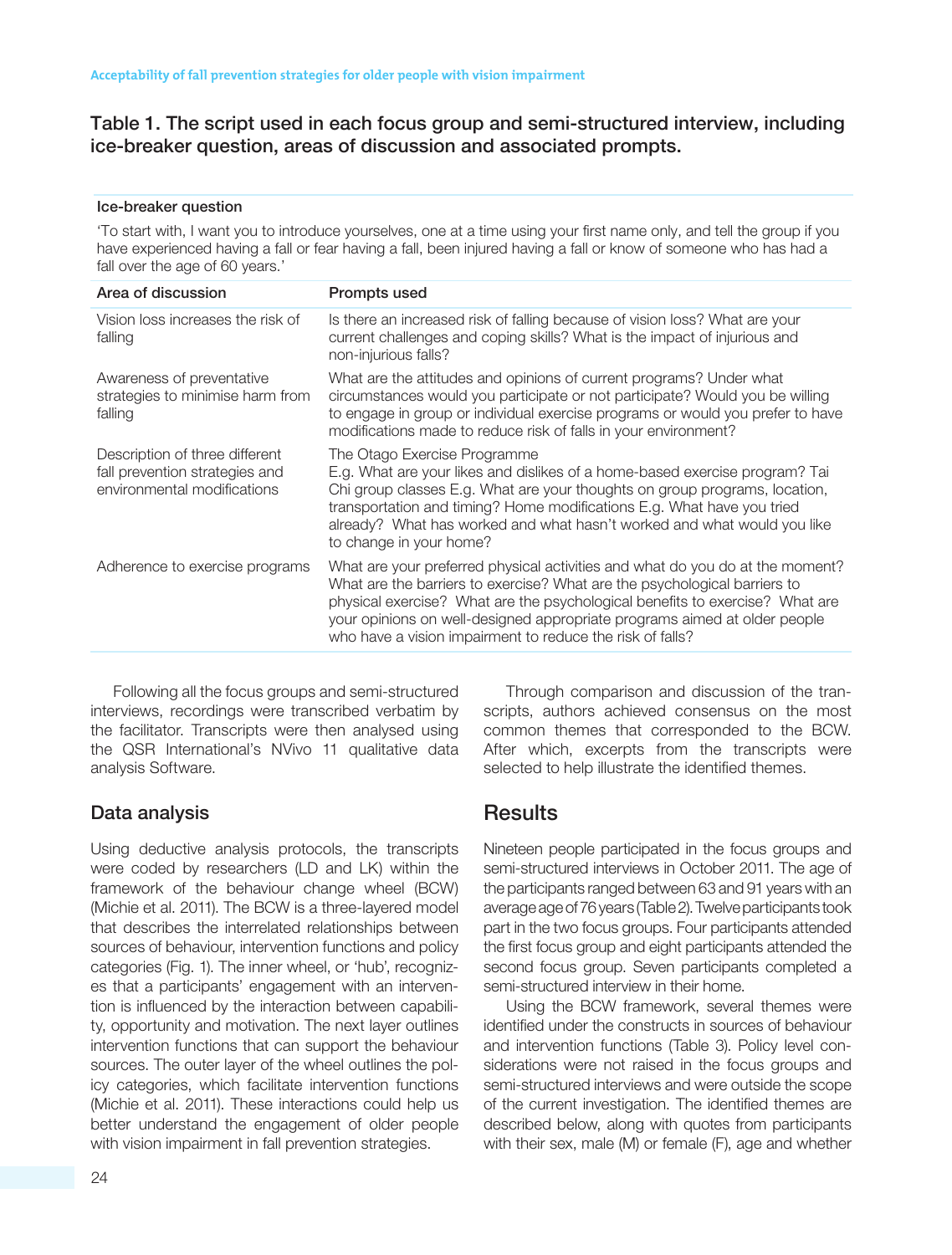Table 1. The script used in each focus group and semi-structured interview, including ice-breaker question, areas of discussion and associated prompts.

| Area of discussion | Prompts used |
|---|---|
| **Ice-breaker question** | |
| 'To start with, I want you to introduce yourselves, one at a time using your first name only, and tell the group if you have experienced having a fall or fear having a fall, been injured having a fall or know of someone who has had a fall over the age of 60 years.' | |
| Vision loss increases the risk of falling | Is there an increased risk of falling because of vision loss? What are your current challenges and coping skills? What is the impact of injurious and non-injurious falls? |
| Awareness of preventative strategies to minimise harm from falling | What are the attitudes and opinions of current programs? Under what circumstances would you participate or not participate? Would you be willing to engage in group or individual exercise programs or would you prefer to have modifications made to reduce risk of falls in your environment? |
| Description of three different fall prevention strategies and environmental modifications | The Otago Exercise Programme E.g. What are your likes and dislikes of a home-based exercise program? Tai Chi group classes E.g. What are your thoughts on group programs, location, transportation and timing? Home modifications E.g. What have you tried already? What has worked and what hasn't worked and what would you like to change in your home? |
| Adherence to exercise programs | What are your preferred physical activities and what do you do at the moment? What are the barriers to exercise? What are the psychological barriers to physical exercise? What are the psychological benefits to exercise? What are your opinions on well-designed appropriate programs aimed at older people who have a vision impairment to reduce the risk of falls? |

Following all the focus groups and semi-structured interviews, recordings were transcribed verbatim by the facilitator. Transcripts were then analysed using the QSR International's NVivo 11 qualitative data analysis Software.

## Data analysis

Using deductive analysis protocols, the transcripts were coded by researchers (LD and LK) within the framework of the behaviour change wheel (BCW) (Michie et al. 2011). The BCW is a three-layered model that describes the interrelated relationships between sources of behaviour, intervention functions and policy categories (Fig. 1). The inner wheel, or 'hub', recognizes that a participants' engagement with an intervention is influenced by the interaction between capability, opportunity and motivation. The next layer outlines intervention functions that can support the behaviour sources. The outer layer of the wheel outlines the policy categories, which facilitate intervention functions (Michie et al. 2011). These interactions could help us better understand the engagement of older people with vision impairment in fall prevention strategies.

Through comparison and discussion of the transcripts, authors achieved consensus on the most common themes that corresponded to the BCW. After which, excerpts from the transcripts were selected to help illustrate the identified themes.

## Results

Nineteen people participated in the focus groups and semi-structured interviews in October 2011. The age of the participants ranged between 63 and 91 years with an average age of 76 years (Table 2). Twelve participants took part in the two focus groups. Four participants attended the first focus group and eight participants attended the second focus group. Seven participants completed a semi-structured interview in their home.

Using the BCW framework, several themes were identified under the constructs in sources of behaviour and intervention functions (Table 3). Policy level considerations were not raised in the focus groups and semi-structured interviews and were outside the scope of the current investigation. The identified themes are described below, along with quotes from participants with their sex, male (M) or female (F), age and whether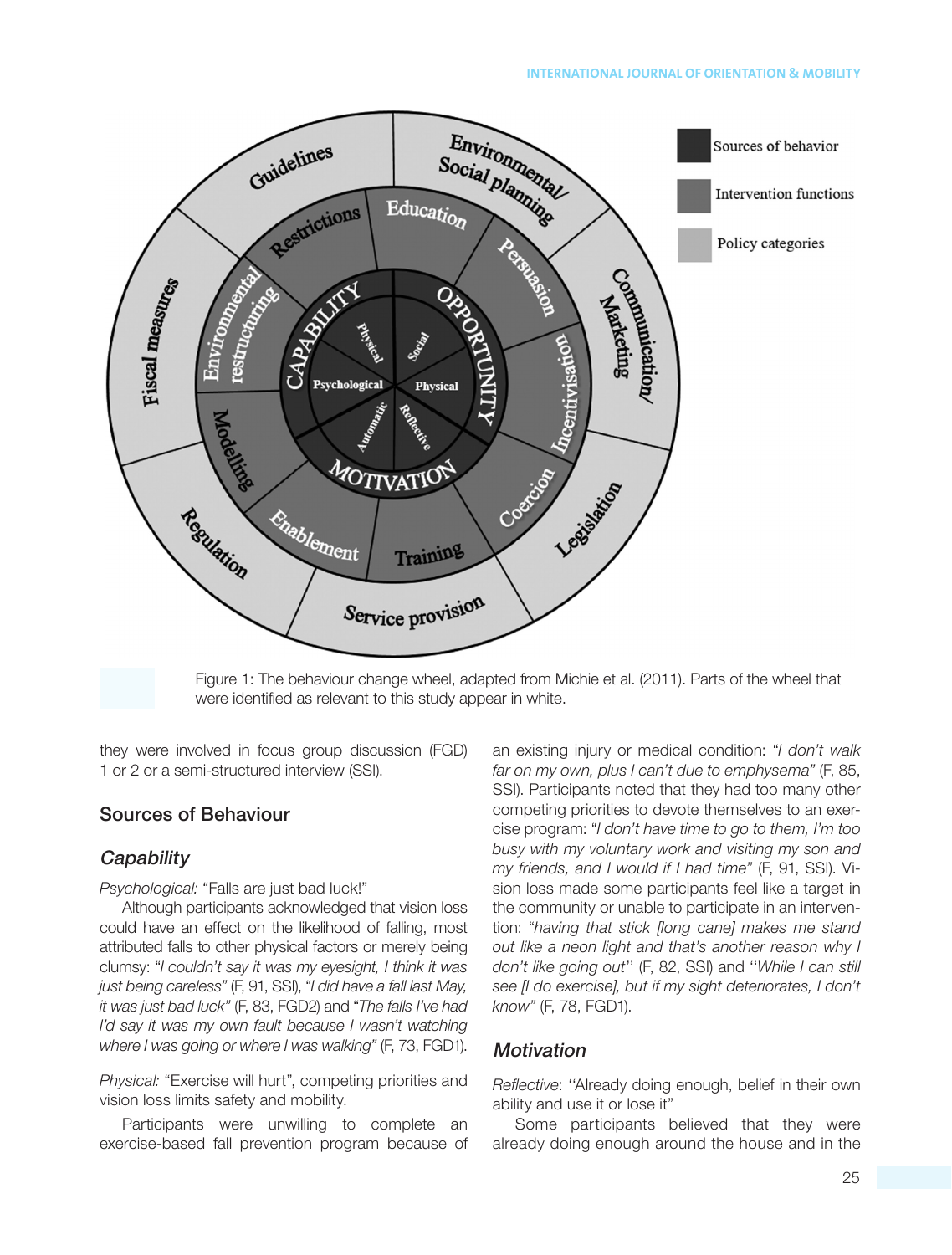Figure 1: The behaviour change wheel, adapted from Michie et al. (2011). Parts of the wheel that were identified as relevant to this study appear in white.

they were involved in focus group discussion (FGD) 1 or 2 or a semi-structured interview (SSI).

## Sources of Behaviour

### *Capability*

*Psychological:* "Falls are just bad luck!"

Although participants acknowledged that vision loss could have an effect on the likelihood of falling, most attributed falls to other physical factors or merely being clumsy: *"I couldn't say it was my eyesight, I think it was just being careless"* (F, 91, SSI), *"I did have a fall last May, it was just bad luck"* (F, 83, FGD2) and *"The falls I've had I'd say it was my own fault because I wasn't watching where I was going or where I was walking"* (F, 73, FGD1).

*Physical:* "Exercise will hurt", competing priorities and vision loss limits safety and mobility.

Participants were unwilling to complete an exercise-based fall prevention program because of an existing injury or medical condition: *"I don't walk far on my own, plus I can't due to emphysema"* (F, 85, SSI). Participants noted that they had too many other competing priorities to devote themselves to an exercise program: *"I don't have time to go to them, I'm too busy with my voluntary work and visiting my son and my friends, and I would if I had time"* (F, 91, SSI). Vision loss made some participants feel like a target in the community or unable to participate in an intervention: *"having that stick [long cane] makes me stand out like a neon light and that's another reason why I don't like going out"* (F, 82, SSI) and *"While I can still see [I do exercise], but if my sight deteriorates, I don't know"* (F, 78, FGD1).

### *Motivation*

*Reflective*: "Already doing enough, belief in their own ability and use it or lose it"

Some participants believed that they were already doing enough around the house and in the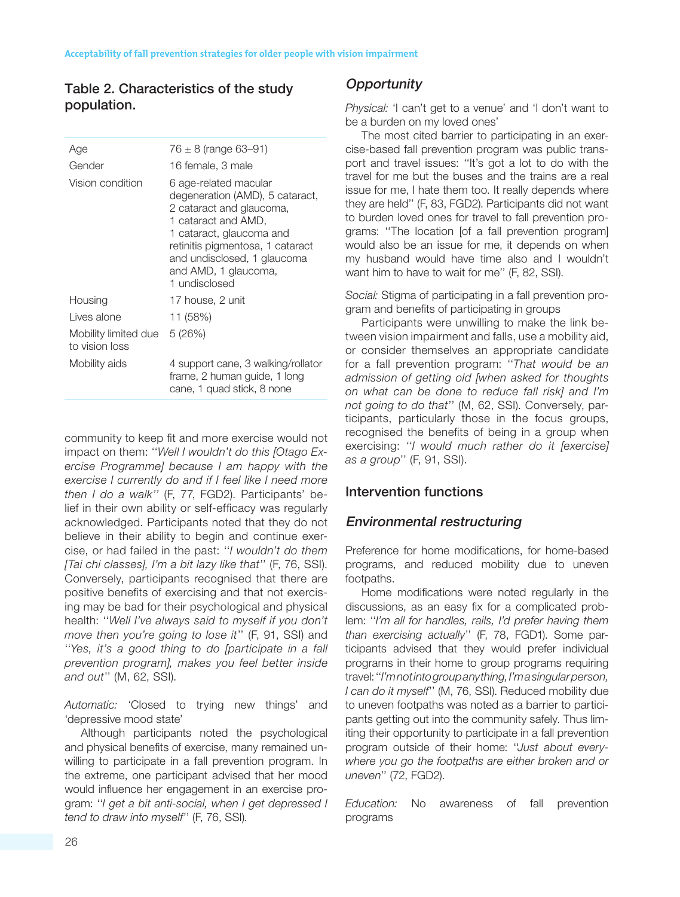Table 2. Characteristics of the study population.

| | |
|---|---|
| Age | 76 ± 8 (range 63–91) |
| Gender | 16 female, 3 male |
| Vision condition | 6 age-related macular degeneration (AMD), 5 cataract, 2 cataract and glaucoma, 1 cataract and AMD, 1 cataract, glaucoma and retinitis pigmentosa, 1 cataract and undisclosed, 1 glaucoma and AMD, 1 glaucoma, 1 undisclosed |
| Housing | 17 house, 2 unit |
| Lives alone | 11 (58%) |
| Mobility limited due to vision loss | 5 (26%) |
| Mobility aids | 4 support cane, 3 walking/rollator frame, 2 human guide, 1 long cane, 1 quad stick, 8 none |

community to keep fit and more exercise would not impact on them: "*Well I wouldn't do this [Otago Exercise Programme] because I am happy with the exercise I currently do and if I feel like I need more then I do a walk*" (F, 77, FGD2). Participants' belief in their own ability or self-efficacy was regularly acknowledged. Participants noted that they do not believe in their ability to begin and continue exercise, or had failed in the past: "*I wouldn't do them [Tai chi classes], I'm a bit lazy like that*" (F, 76, SSI). Conversely, participants recognised that there are positive benefits of exercising and that not exercising may be bad for their psychological and physical health: "*Well I've always said to myself if you don't move then you're going to lose it*" (F, 91, SSI) and "*Yes, it's a good thing to do [participate in a fall prevention program], makes you feel better inside and out*" (M, 62, SSI).

*Automatic:* 'Closed to trying new things' and 'depressive mood state'

Although participants noted the psychological and physical benefits of exercise, many remained unwilling to participate in a fall prevention program. In the extreme, one participant advised that her mood would influence her engagement in an exercise program: "*I get a bit anti-social, when I get depressed I tend to draw into myself*" (F, 76, SSI).

### *Opportunity*

*Physical:* 'I can't get to a venue' and 'I don't want to be a burden on my loved ones'

The most cited barrier to participating in an exercise-based fall prevention program was public transport and travel issues: "It's got a lot to do with the travel for me but the buses and the trains are a real issue for me, I hate them too. It really depends where they are held" (F, 83, FGD2). Participants did not want to burden loved ones for travel to fall prevention programs: "The location [of a fall prevention program] would also be an issue for me, it depends on when my husband would have time also and I wouldn't want him to have to wait for me" (F, 82, SSI).

*Social:* Stigma of participating in a fall prevention program and benefits of participating in groups

Participants were unwilling to make the link between vision impairment and falls, use a mobility aid, or consider themselves an appropriate candidate for a fall prevention program: "*That would be an admission of getting old [when asked for thoughts on what can be done to reduce fall risk] and I'm not going to do that*" (M, 62, SSI). Conversely, participants, particularly those in the focus groups, recognised the benefits of being in a group when exercising: "*I would much rather do it [exercise] as a group*" (F, 91, SSI).

## Intervention functions

### *Environmental restructuring*

Preference for home modifications, for home-based programs, and reduced mobility due to uneven footpaths.

Home modifications were noted regularly in the discussions, as an easy fix for a complicated problem: "*I'm all for handles, rails, I'd prefer having them than exercising actually*" (F, 78, FGD1). Some participants advised that they would prefer individual programs in their home to group programs requiring travel: "*I'm not into group anything, I'm a singular person, I can do it myself*" (M, 76, SSI). Reduced mobility due to uneven footpaths was noted as a barrier to participants getting out into the community safely. Thus limiting their opportunity to participate in a fall prevention program outside of their home: "*Just about everywhere you go the footpaths are either broken and or uneven*" (72, FGD2).

*Education:* No awareness of fall prevention programs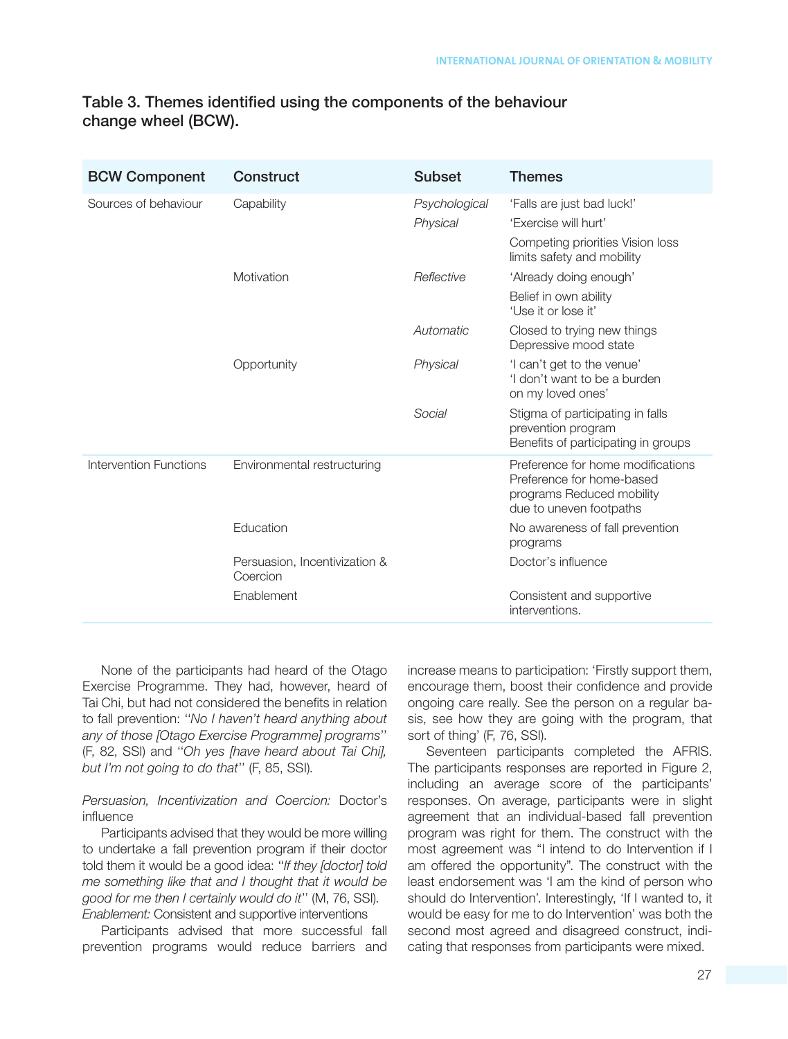**Table 3. Themes identified using the components of the behaviour change wheel (BCW).**

| BCW Component | Construct | Subset | Themes |
|---|---|---|---|
| Sources of behaviour | Capability | *Psychological* | 'Falls are just bad luck!' |
| | | *Physical* | 'Exercise will hurt' |
| | | | Competing priorities Vision loss limits safety and mobility |
| | Motivation | *Reflective* | 'Already doing enough' |
| | | | Belief in own ability 'Use it or lose it' |
| | | *Automatic* | Closed to trying new things Depressive mood state |
| | Opportunity | *Physical* | 'I can't get to the venue' 'I don't want to be a burden on my loved ones' |
| | | *Social* | Stigma of participating in falls prevention program Benefits of participating in groups |
| Intervention Functions | Environmental restructuring | | Preference for home modifications Preference for home-based programs Reduced mobility due to uneven footpaths |
| | Education | | No awareness of fall prevention programs |
| | Persuasion, Incentivization & Coercion | | Doctor's influence |
| | Enablement | | Consistent and supportive interventions. |

None of the participants had heard of the Otago Exercise Programme. They had, however, heard of Tai Chi, but had not considered the benefits in relation to fall prevention: "*No I haven't heard anything about any of those [Otago Exercise Programme] programs*" (F, 82, SSI) and "*Oh yes [have heard about Tai Chi], but I'm not going to do that*" (F, 85, SSI).

*Persuasion, Incentivization and Coercion:* Doctor's influence

Participants advised that they would be more willing to undertake a fall prevention program if their doctor told them it would be a good idea: "*If they [doctor] told me something like that and I thought that it would be good for me then I certainly would do it*" (M, 76, SSI).

*Enablement:* Consistent and supportive interventions

Participants advised that more successful fall prevention programs would reduce barriers and increase means to participation: 'Firstly support them, encourage them, boost their confidence and provide ongoing care really. See the person on a regular basis, see how they are going with the program, that sort of thing' (F, 76, SSI).

Seventeen participants completed the AFRIS. The participants responses are reported in Figure 2, including an average score of the participants' responses. On average, participants were in slight agreement that an individual-based fall prevention program was right for them. The construct with the most agreement was "I intend to do Intervention if I am offered the opportunity". The construct with the least endorsement was 'I am the kind of person who should do Intervention'. Interestingly, 'If I wanted to, it would be easy for me to do Intervention' was both the second most agreed and disagreed construct, indicating that responses from participants were mixed.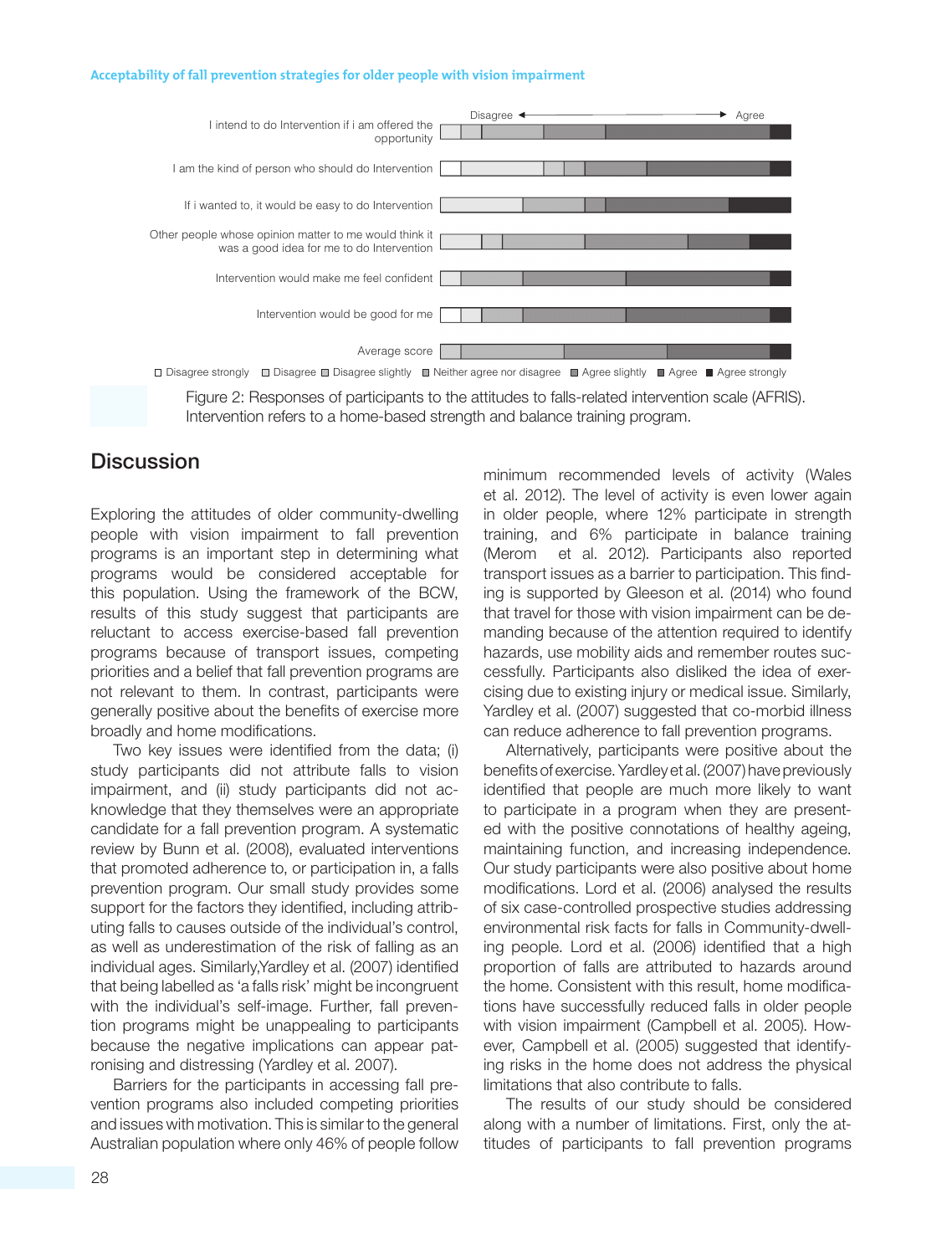I intend to do Intervention if i am offered the opportunity

I am the kind of person who should do Intervention

If i wanted to, it would be easy to do Intervention

Other people whose opinion matter to me would think it was a good idea for me to do Intervention

Intervention would make me feel confident

Intervention would be good for me

Average score

Disagree ◄——► Agree

□ Disagree strongly □ Disagree □ Disagree slightly □ Neither agree nor disagree □ Agree slightly □ Agree ■ Agree strongly

Figure 2: Responses of participants to the attitudes to falls-related intervention scale (AFRIS). Intervention refers to a home-based strength and balance training program.

## Discussion

Exploring the attitudes of older community-dwelling people with vision impairment to fall prevention programs is an important step in determining what programs would be considered acceptable for this population. Using the framework of the BCW, results of this study suggest that participants are reluctant to access exercise-based fall prevention programs because of transport issues, competing priorities and a belief that fall prevention programs are not relevant to them. In contrast, participants were generally positive about the benefits of exercise more broadly and home modifications.

Two key issues were identified from the data; (i) study participants did not attribute falls to vision impairment, and (ii) study participants did not acknowledge that they themselves were an appropriate candidate for a fall prevention program. A systematic review by Bunn et al. (2008), evaluated interventions that promoted adherence to, or participation in, a falls prevention program. Our small study provides some support for the factors they identified, including attributing falls to causes outside of the individual's control, as well as underestimation of the risk of falling as an individual ages. Similarly,Yardley et al. (2007) identified that being labelled as 'a falls risk' might be incongruent with the individual's self-image. Further, fall prevention programs might be unappealing to participants because the negative implications can appear patronising and distressing (Yardley et al. 2007).

Barriers for the participants in accessing fall prevention programs also included competing priorities and issues with motivation. This is similar to the general Australian population where only 46% of people follow minimum recommended levels of activity (Wales et al. 2012). The level of activity is even lower again in older people, where 12% participate in strength training, and 6% participate in balance training (Merom et al. 2012). Participants also reported transport issues as a barrier to participation. This finding is supported by Gleeson et al. (2014) who found that travel for those with vision impairment can be demanding because of the attention required to identify hazards, use mobility aids and remember routes successfully. Participants also disliked the idea of exercising due to existing injury or medical issue. Similarly, Yardley et al. (2007) suggested that co-morbid illness can reduce adherence to fall prevention programs.

Alternatively, participants were positive about the benefits of exercise. Yardley et al. (2007) have previously identified that people are much more likely to want to participate in a program when they are presented with the positive connotations of healthy ageing, maintaining function, and increasing independence. Our study participants were also positive about home modifications. Lord et al. (2006) analysed the results of six case-controlled prospective studies addressing environmental risk facts for falls in Community-dwelling people. Lord et al. (2006) identified that a high proportion of falls are attributed to hazards around the home. Consistent with this result, home modifications have successfully reduced falls in older people with vision impairment (Campbell et al. 2005). However, Campbell et al. (2005) suggested that identifying risks in the home does not address the physical limitations that also contribute to falls.

The results of our study should be considered along with a number of limitations. First, only the attitudes of participants to fall prevention programs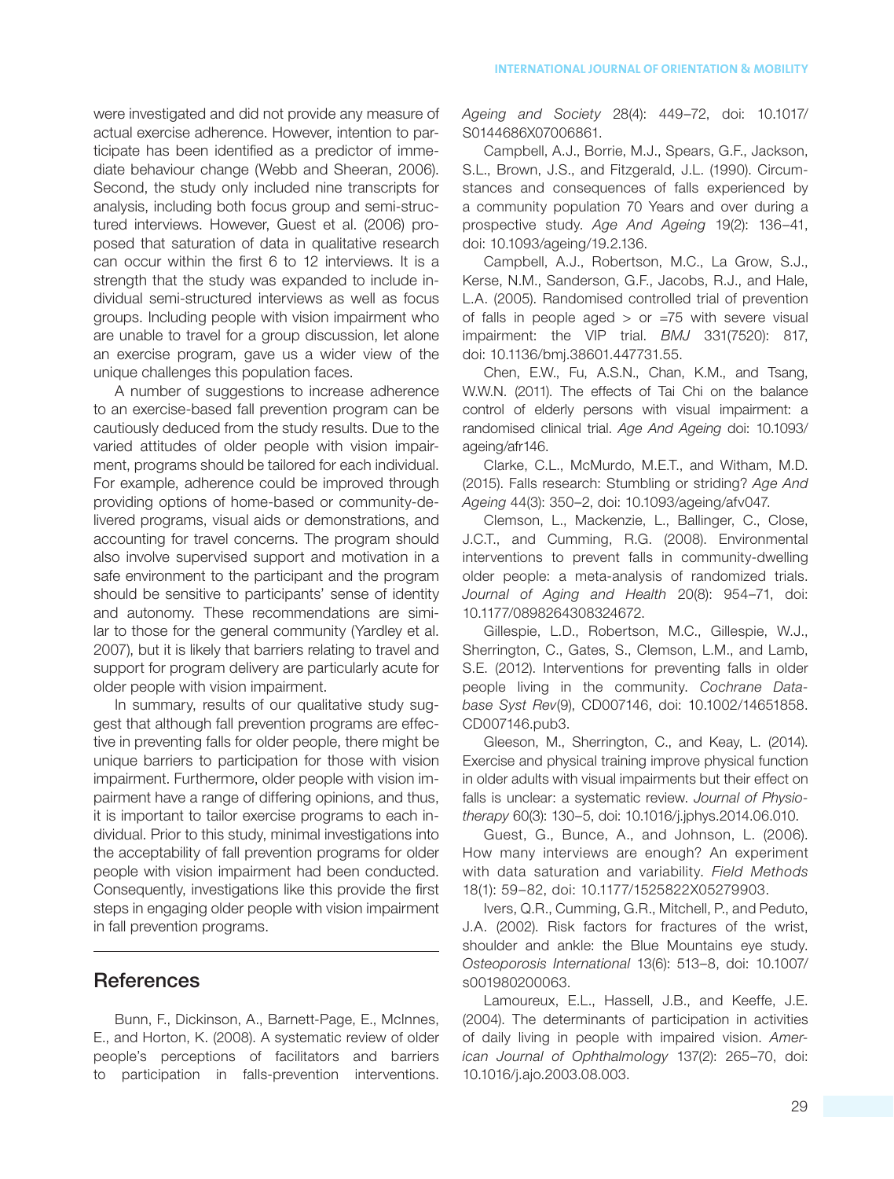were investigated and did not provide any measure of actual exercise adherence. However, intention to participate has been identified as a predictor of immediate behaviour change (Webb and Sheeran, 2006). Second, the study only included nine transcripts for analysis, including both focus group and semi-structured interviews. However, Guest et al. (2006) proposed that saturation of data in qualitative research can occur within the first 6 to 12 interviews. It is a strength that the study was expanded to include individual semi-structured interviews as well as focus groups. Including people with vision impairment who are unable to travel for a group discussion, let alone an exercise program, gave us a wider view of the unique challenges this population faces.

A number of suggestions to increase adherence to an exercise-based fall prevention program can be cautiously deduced from the study results. Due to the varied attitudes of older people with vision impairment, programs should be tailored for each individual. For example, adherence could be improved through providing options of home-based or community-delivered programs, visual aids or demonstrations, and accounting for travel concerns. The program should also involve supervised support and motivation in a safe environment to the participant and the program should be sensitive to participants' sense of identity and autonomy. These recommendations are similar to those for the general community (Yardley et al. 2007), but it is likely that barriers relating to travel and support for program delivery are particularly acute for older people with vision impairment.

In summary, results of our qualitative study suggest that although fall prevention programs are effective in preventing falls for older people, there might be unique barriers to participation for those with vision impairment. Furthermore, older people with vision impairment have a range of differing opinions, and thus, it is important to tailor exercise programs to each individual. Prior to this study, minimal investigations into the acceptability of fall prevention programs for older people with vision impairment had been conducted. Consequently, investigations like this provide the first steps in engaging older people with vision impairment in fall prevention programs.

## References

Bunn, F., Dickinson, A., Barnett-Page, E., McInnes, E., and Horton, K. (2008). A systematic review of older people's perceptions of facilitators and barriers to participation in falls-prevention interventions. *Ageing and Society* 28(4): 449–72, doi: 10.1017/S0144686X07006861.

Campbell, A.J., Borrie, M.J., Spears, G.F., Jackson, S.L., Brown, J.S., and Fitzgerald, J.L. (1990). Circumstances and consequences of falls experienced by a community population 70 Years and over during a prospective study. *Age And Ageing* 19(2): 136–41, doi: 10.1093/ageing/19.2.136.

Campbell, A.J., Robertson, M.C., La Grow, S.J., Kerse, N.M., Sanderson, G.F., Jacobs, R.J., and Hale, L.A. (2005). Randomised controlled trial of prevention of falls in people aged > or =75 with severe visual impairment: the VIP trial. *BMJ* 331(7520): 817, doi: 10.1136/bmj.38601.447731.55.

Chen, E.W., Fu, A.S.N., Chan, K.M., and Tsang, W.W.N. (2011). The effects of Tai Chi on the balance control of elderly persons with visual impairment: a randomised clinical trial. *Age And Ageing* doi: 10.1093/ageing/afr146.

Clarke, C.L., McMurdo, M.E.T., and Witham, M.D. (2015). Falls research: Stumbling or striding? *Age And Ageing* 44(3): 350–2, doi: 10.1093/ageing/afv047.

Clemson, L., Mackenzie, L., Ballinger, C., Close, J.C.T., and Cumming, R.G. (2008). Environmental interventions to prevent falls in community-dwelling older people: a meta-analysis of randomized trials. *Journal of Aging and Health* 20(8): 954–71, doi: 10.1177/0898264308324672.

Gillespie, L.D., Robertson, M.C., Gillespie, W.J., Sherrington, C., Gates, S., Clemson, L.M., and Lamb, S.E. (2012). Interventions for preventing falls in older people living in the community. *Cochrane Database Syst Rev*(9), CD007146, doi: 10.1002/14651858.CD007146.pub3.

Gleeson, M., Sherrington, C., and Keay, L. (2014). Exercise and physical training improve physical function in older adults with visual impairments but their effect on falls is unclear: a systematic review. *Journal of Physiotherapy* 60(3): 130–5, doi: 10.1016/j.jphys.2014.06.010.

Guest, G., Bunce, A., and Johnson, L. (2006). How many interviews are enough? An experiment with data saturation and variability. *Field Methods* 18(1): 59–82, doi: 10.1177/1525822X05279903.

Ivers, Q.R., Cumming, G.R., Mitchell, P., and Peduto, J.A. (2002). Risk factors for fractures of the wrist, shoulder and ankle: the Blue Mountains eye study. *Osteoporosis International* 13(6): 513–8, doi: 10.1007/s001980200063.

Lamoureux, E.L., Hassell, J.B., and Keeffe, J.E. (2004). The determinants of participation in activities of daily living in people with impaired vision. *American Journal of Ophthalmology* 137(2): 265–70, doi: 10.1016/j.ajo.2003.08.003.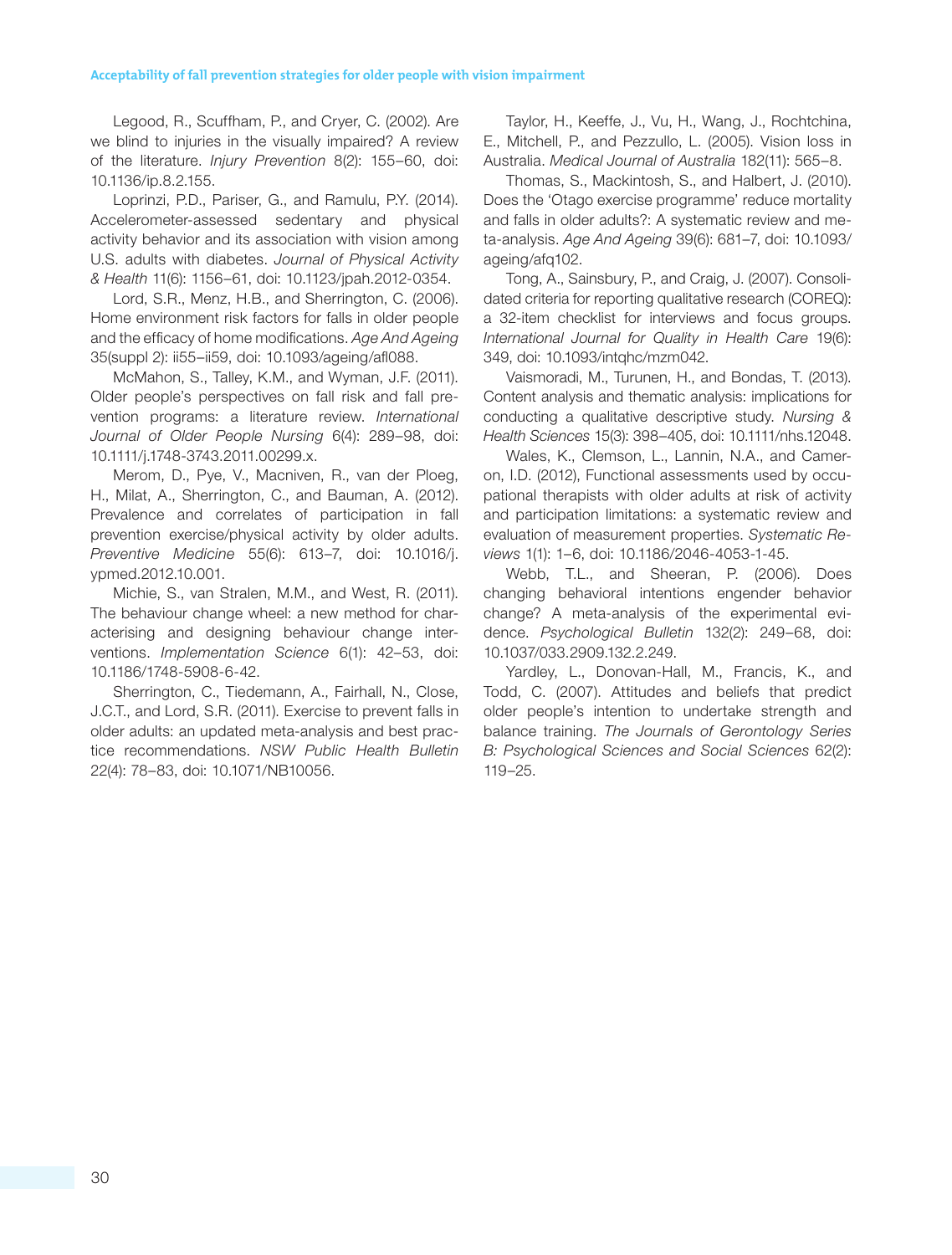Legood, R., Scuffham, P., and Cryer, C. (2002). Are we blind to injuries in the visually impaired? A review of the literature. *Injury Prevention* 8(2): 155–60, doi: 10.1136/ip.8.2.155.

Loprinzi, P.D., Pariser, G., and Ramulu, P.Y. (2014). Accelerometer-assessed sedentary and physical activity behavior and its association with vision among U.S. adults with diabetes. *Journal of Physical Activity & Health* 11(6): 1156–61, doi: 10.1123/jpah.2012-0354.

Lord, S.R., Menz, H.B., and Sherrington, C. (2006). Home environment risk factors for falls in older people and the efficacy of home modifications. *Age And Ageing* 35(suppl 2): ii55–ii59, doi: 10.1093/ageing/afl088.

McMahon, S., Talley, K.M., and Wyman, J.F. (2011). Older people's perspectives on fall risk and fall prevention programs: a literature review. *International Journal of Older People Nursing* 6(4): 289–98, doi: 10.1111/j.1748-3743.2011.00299.x.

Merom, D., Pye, V., Macniven, R., van der Ploeg, H., Milat, A., Sherrington, C., and Bauman, A. (2012). Prevalence and correlates of participation in fall prevention exercise/physical activity by older adults. *Preventive Medicine* 55(6): 613–7, doi: 10.1016/j.ypmed.2012.10.001.

Michie, S., van Stralen, M.M., and West, R. (2011). The behaviour change wheel: a new method for characterising and designing behaviour change interventions. *Implementation Science* 6(1): 42–53, doi: 10.1186/1748-5908-6-42.

Sherrington, C., Tiedemann, A., Fairhall, N., Close, J.C.T., and Lord, S.R. (2011). Exercise to prevent falls in older adults: an updated meta-analysis and best practice recommendations. *NSW Public Health Bulletin* 22(4): 78–83, doi: 10.1071/NB10056.

Taylor, H., Keeffe, J., Vu, H., Wang, J., Rochtchina, E., Mitchell, P., and Pezzullo, L. (2005). Vision loss in Australia. *Medical Journal of Australia* 182(11): 565–8.

Thomas, S., Mackintosh, S., and Halbert, J. (2010). Does the 'Otago exercise programme' reduce mortality and falls in older adults?: A systematic review and meta-analysis. *Age And Ageing* 39(6): 681–7, doi: 10.1093/ageing/afq102.

Tong, A., Sainsbury, P., and Craig, J. (2007). Consolidated criteria for reporting qualitative research (COREQ): a 32-item checklist for interviews and focus groups. *International Journal for Quality in Health Care* 19(6): 349, doi: 10.1093/intqhc/mzm042.

Vaismoradi, M., Turunen, H., and Bondas, T. (2013). Content analysis and thematic analysis: implications for conducting a qualitative descriptive study. *Nursing & Health Sciences* 15(3): 398–405, doi: 10.1111/nhs.12048.

Wales, K., Clemson, L., Lannin, N.A., and Cameron, I.D. (2012), Functional assessments used by occupational therapists with older adults at risk of activity and participation limitations: a systematic review and evaluation of measurement properties. *Systematic Reviews* 1(1): 1–6, doi: 10.1186/2046-4053-1-45.

Webb, T.L., and Sheeran, P. (2006). Does changing behavioral intentions engender behavior change? A meta-analysis of the experimental evidence. *Psychological Bulletin* 132(2): 249–68, doi: 10.1037/033.2909.132.2.249.

Yardley, L., Donovan-Hall, M., Francis, K., and Todd, C. (2007). Attitudes and beliefs that predict older people's intention to undertake strength and balance training. *The Journals of Gerontology Series B: Psychological Sciences and Social Sciences* 62(2): 119–25.